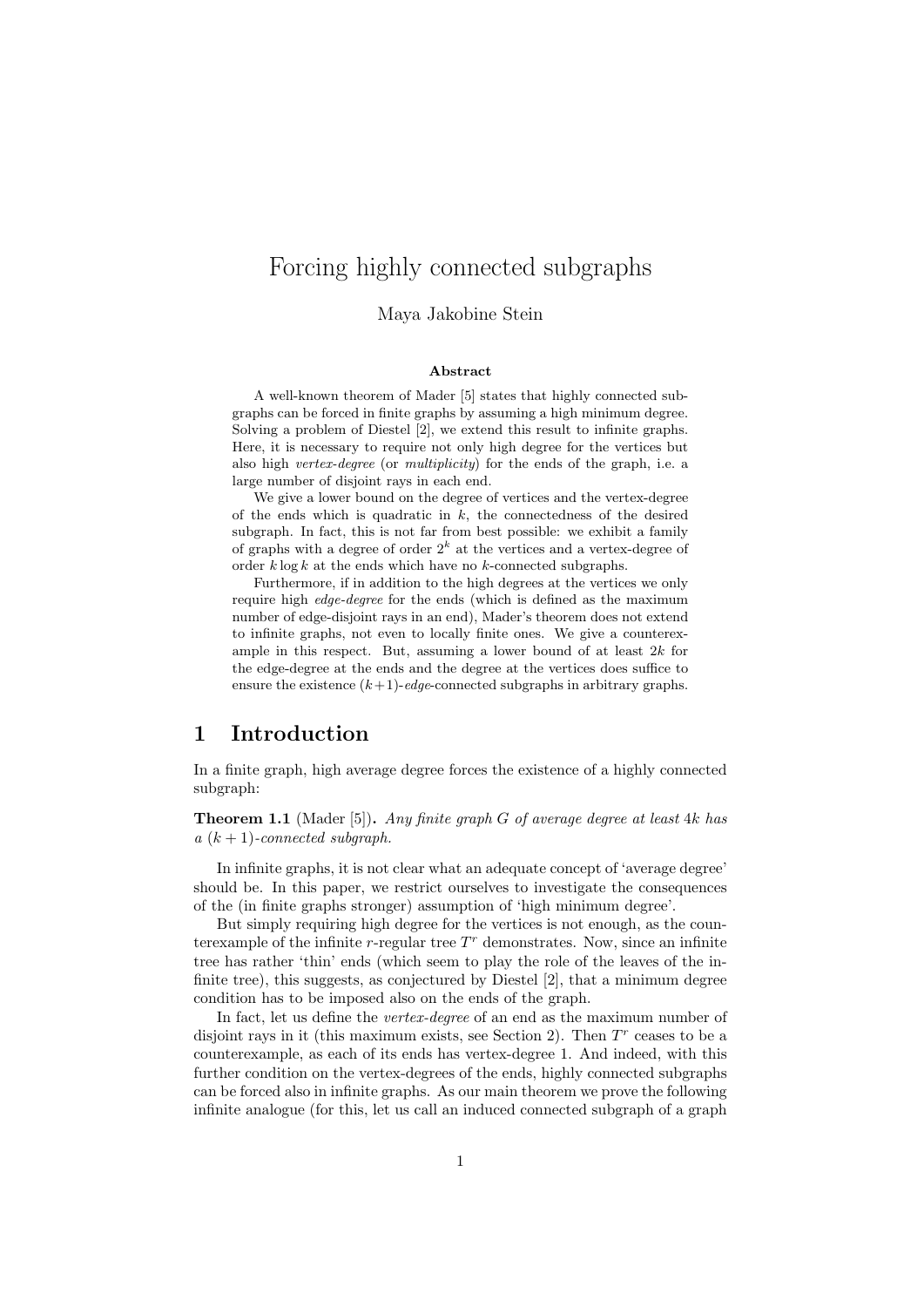# Forcing highly connected subgraphs

Maya Jakobine Stein

**Abstract**

A well-known theorem of Mader [5] states that highly connected subgraphs can be forced in finite graphs by assuming a high minimum degree. Solving a problem of Diestel [2], we extend this result to infinite graphs. Here, it is necessary to require not only high degree for the vertices but also high *vertex-degree* (or *multiplicity*) for the ends of the graph, i.e. a large number of disjoint rays in each end.

We give a lower bound on the degree of vertices and the vertex-degree of the ends which is quadratic in $k$, the connectedness of the desired subgraph. In fact, this is not far from best possible: we exhibit a family of graphs with a degree of order $2^k$ at the vertices and a vertex-degree of order $k \log k$ at the ends which have no $k$-connected subgraphs.

Furthermore, if in addition to the high degrees at the vertices we only require high *edge-degree* for the ends (which is defined as the maximum number of edge-disjoint rays in an end), Mader's theorem does not extend to infinite graphs, not even to locally finite ones. We give a counterexample in this respect. But, assuming a lower bound of at least $2k$ for the edge-degree at the ends and the degree at the vertices does suffice to ensure the existence $(k+1)$-*edge*-connected subgraphs in arbitrary graphs.

## 1 Introduction

In a finite graph, high average degree forces the existence of a highly connected subgraph:

**Theorem 1.1** (Mader [5]). *Any finite graph $G$ of average degree at least $4k$ has a $(k+1)$-connected subgraph.*

In infinite graphs, it is not clear what an adequate concept of 'average degree' should be. In this paper, we restrict ourselves to investigate the consequences of the (in finite graphs stronger) assumption of 'high minimum degree'.

But simply requiring high degree for the vertices is not enough, as the counterexample of the infinite $r$-regular tree $T^r$ demonstrates. Now, since an infinite tree has rather 'thin' ends (which seem to play the role of the leaves of the infinite tree), this suggests, as conjectured by Diestel [2], that a minimum degree condition has to be imposed also on the ends of the graph.

In fact, let us define the *vertex-degree* of an end as the maximum number of disjoint rays in it (this maximum exists, see Section 2). Then $T^r$ ceases to be a counterexample, as each of its ends has vertex-degree 1. And indeed, with this further condition on the vertex-degrees of the ends, highly connected subgraphs can be forced also in infinite graphs. As our main theorem we prove the following infinite analogue (for this, let us call an induced connected subgraph of a graph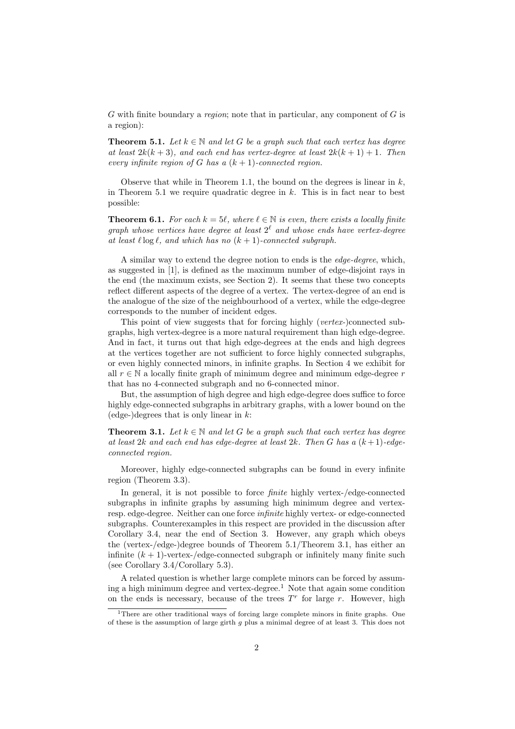$G$ with finite boundary a *region*; note that in particular, any component of $G$ is a region):

**Theorem 5.1.** *Let $k \in \mathbb{N}$ and let $G$ be a graph such that each vertex has degree at least $2k(k+3)$, and each end has vertex-degree at least $2k(k+1)+1$. Then every infinite region of $G$ has a $(k+1)$-connected region.*

Observe that while in Theorem 1.1, the bound on the degrees is linear in $k$, in Theorem 5.1 we require quadratic degree in $k$. This is in fact near to best possible:

**Theorem 6.1.** *For each $k = 5\ell$, where $\ell \in \mathbb{N}$ is even, there exists a locally finite graph whose vertices have degree at least $2^\ell$ and whose ends have vertex-degree at least $\ell \log \ell$, and which has no $(k+1)$-connected subgraph.*

A similar way to extend the degree notion to ends is the *edge-degree*, which, as suggested in [1], is defined as the maximum number of edge-disjoint rays in the end (the maximum exists, see Section 2). It seems that these two concepts reflect different aspects of the degree of a vertex. The vertex-degree of an end is the analogue of the size of the neighbourhood of a vertex, while the edge-degree corresponds to the number of incident edges.

This point of view suggests that for forcing highly (*vertex*-)connected subgraphs, high vertex-degree is a more natural requirement than high edge-degree. And in fact, it turns out that high edge-degrees at the ends and high degrees at the vertices together are not sufficient to force highly connected subgraphs, or even highly connected minors, in infinite graphs. In Section 4 we exhibit for all $r \in \mathbb{N}$ a locally finite graph of minimum degree and minimum edge-degree $r$ that has no 4-connected subgraph and no 6-connected minor.

But, the assumption of high degree and high edge-degree does suffice to force highly edge-connected subgraphs in arbitrary graphs, with a lower bound on the (edge-)degrees that is only linear in $k$:

**Theorem 3.1.** *Let $k \in \mathbb{N}$ and let $G$ be a graph such that each vertex has degree at least $2k$ and each end has edge-degree at least $2k$. Then $G$ has a $(k+1)$-edge-connected region.*

Moreover, highly edge-connected subgraphs can be found in every infinite region (Theorem 3.3).

In general, it is not possible to force *finite* highly vertex-/edge-connected subgraphs in infinite graphs by assuming high minimum degree and vertex-resp. edge-degree. Neither can one force *infinite* highly vertex- or edge-connected subgraphs. Counterexamples in this respect are provided in the discussion after Corollary 3.4, near the end of Section 3. However, any graph which obeys the (vertex-/edge-)degree bounds of Theorem 5.1/Theorem 3.1, has either an infinite $(k+1)$-vertex-/edge-connected subgraph or infinitely many finite such (see Corollary 3.4/Corollary 5.3).

A related question is whether large complete minors can be forced by assuming a high minimum degree and vertex-degree.[1] Note that again some condition on the ends is necessary, because of the trees $T^r$ for large $r$. However, high

[1]There are other traditional ways of forcing large complete minors in finite graphs. One of these is the assumption of large girth $g$ plus a minimal degree of at least 3. This does not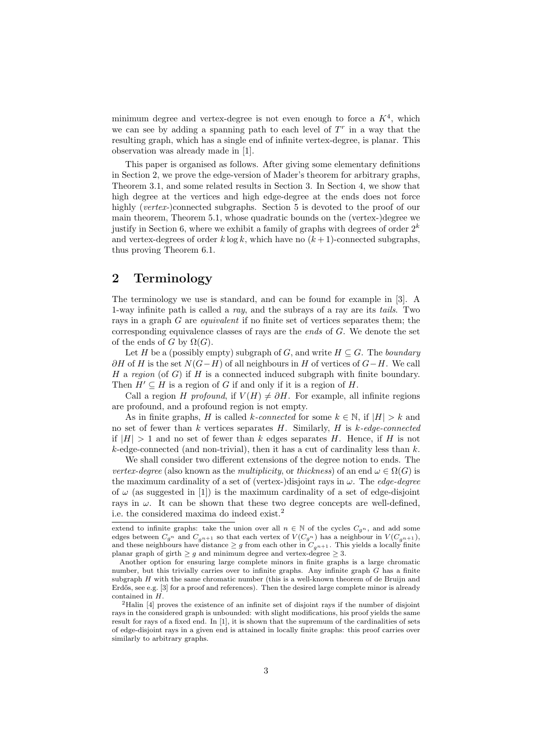minimum degree and vertex-degree is not even enough to force a $K^4$, which we can see by adding a spanning path to each level of $T^r$ in a way that the resulting graph, which has a single end of infinite vertex-degree, is planar. This observation was already made in [1].

This paper is organised as follows. After giving some elementary definitions in Section 2, we prove the edge-version of Mader's theorem for arbitrary graphs, Theorem 3.1, and some related results in Section 3. In Section 4, we show that high degree at the vertices and high edge-degree at the ends does not force highly (*vertex-*)connected subgraphs. Section 5 is devoted to the proof of our main theorem, Theorem 5.1, whose quadratic bounds on the (vertex-)degree we justify in Section 6, where we exhibit a family of graphs with degrees of order $2^k$ and vertex-degrees of order $k \log k$, which have no $(k+1)$-connected subgraphs, thus proving Theorem 6.1.

## 2 Terminology

The terminology we use is standard, and can be found for example in [3]. A 1-way infinite path is called a *ray*, and the subrays of a ray are its *tails*. Two rays in a graph $G$ are *equivalent* if no finite set of vertices separates them; the corresponding equivalence classes of rays are the *ends* of $G$. We denote the set of the ends of $G$ by $\Omega(G)$.

Let $H$ be a (possibly empty) subgraph of $G$, and write $H \subseteq G$. The *boundary* $\partial H$ of $H$ is the set $N(G-H)$ of all neighbours in $H$ of vertices of $G-H$. We call $H$ a *region* (of $G$) if $H$ is a connected induced subgraph with finite boundary. Then $H' \subseteq H$ is a region of $G$ if and only if it is a region of $H$.

Call a region $H$ *profound*, if $V(H) \neq \partial H$. For example, all infinite regions are profound, and a profound region is not empty.

As in finite graphs, $H$ is called *$k$-connected* for some $k \in \mathbb{N}$, if $|H| > k$ and no set of fewer than $k$ vertices separates $H$. Similarly, $H$ is *$k$-edge-connected* if $|H| > 1$ and no set of fewer than $k$ edges separates $H$. Hence, if $H$ is not $k$-edge-connected (and non-trivial), then it has a cut of cardinality less than $k$.

We shall consider two different extensions of the degree notion to ends. The *vertex-degree* (also known as the *multiplicity*, or *thickness*) of an end $\omega \in \Omega(G)$ is the maximum cardinality of a set of (vertex-)disjoint rays in $\omega$. The *edge-degree* of $\omega$ (as suggested in [1]) is the maximum cardinality of a set of edge-disjoint rays in $\omega$. It can be shown that these two degree concepts are well-defined, i.e. the considered maxima do indeed exist.[2]

---

extend to infinite graphs: take the union over all $n \in \mathbb{N}$ of the cycles $C_{g^n}$, and add some edges between $C_{g^n}$ and $C_{g^{n+1}}$ so that each vertex of $V(C_{g^n})$ has a neighbour in $V(C_{g^{n+1}})$, and these neighbours have distance $\geq g$ from each other in $C_{g^{n+1}}$. This yields a locally finite planar graph of girth $\geq g$ and minimum degree and vertex-degree $\geq 3$.

Another option for ensuring large complete minors in finite graphs is a large chromatic number, but this trivially carries over to infinite graphs. Any infinite graph $G$ has a finite subgraph $H$ with the same chromatic number (this is a well-known theorem of de Bruijn and Erdős, see e.g. [3] for a proof and references). Then the desired large complete minor is already contained in $H$.

[2] Halin [4] proves the existence of an infinite set of disjoint rays if the number of disjoint rays in the considered graph is unbounded: with slight modifications, his proof yields the same result for rays of a fixed end. In [1], it is shown that the supremum of the cardinalities of sets of edge-disjoint rays in a given end is attained in locally finite graphs: this proof carries over similarly to arbitrary graphs.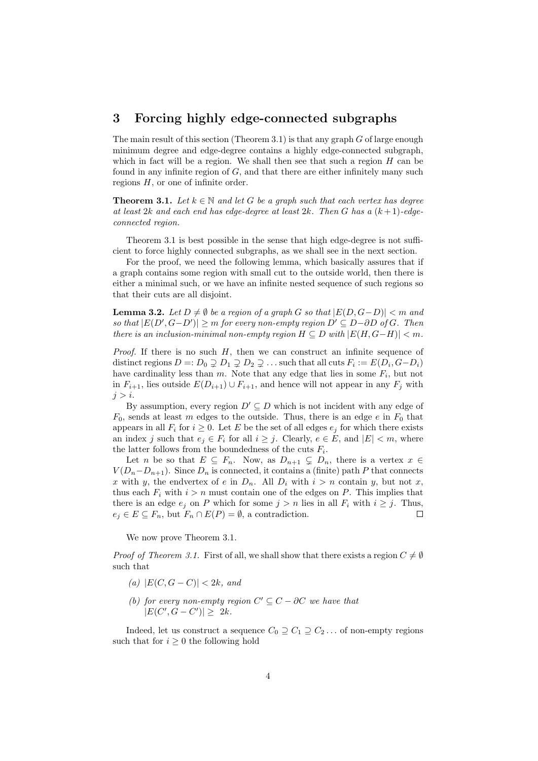## 3 Forcing highly edge-connected subgraphs

The main result of this section (Theorem 3.1) is that any graph $G$ of large enough minimum degree and edge-degree contains a highly edge-connected subgraph, which in fact will be a region. We shall then see that such a region $H$ can be found in any infinite region of $G$, and that there are either infinitely many such regions $H$, or one of infinite order.

**Theorem 3.1.** *Let $k \in \mathbb{N}$ and let $G$ be a graph such that each vertex has degree at least $2k$ and each end has edge-degree at least $2k$. Then $G$ has a $(k+1)$-edge-connected region.*

Theorem 3.1 is best possible in the sense that high edge-degree is not sufficient to force highly connected subgraphs, as we shall see in the next section.

For the proof, we need the following lemma, which basically assures that if a graph contains some region with small cut to the outside world, then there is either a minimal such, or we have an infinite nested sequence of such regions so that their cuts are all disjoint.

**Lemma 3.2.** *Let $D \neq \emptyset$ be a region of a graph $G$ so that $|E(D, G-D)| < m$ and so that $|E(D', G-D')| \geq m$ for every non-empty region $D' \subseteq D - \partial D$ of $G$. Then there is an inclusion-minimal non-empty region $H \subseteq D$ with $|E(H, G-H)| < m$.*

*Proof.* If there is no such $H$, then we can construct an infinite sequence of distinct regions $D =: D_0 \supsetneq D_1 \supsetneq D_2 \supsetneq \ldots$ such that all cuts $F_i := E(D_i, G-D_i)$ have cardinality less than $m$. Note that any edge that lies in some $F_i$, but not in $F_{i+1}$, lies outside $E(D_{i+1}) \cup F_{i+1}$, and hence will not appear in any $F_j$ with $j > i$.

By assumption, every region $D' \subseteq D$ which is not incident with any edge of $F_0$, sends at least $m$ edges to the outside. Thus, there is an edge $e$ in $F_0$ that appears in all $F_i$ for $i \geq 0$. Let $E$ be the set of all edges $e_j$ for which there exists an index $j$ such that $e_j \in F_i$ for all $i \geq j$. Clearly, $e \in E$, and $|E| < m$, where the latter follows from the boundedness of the cuts $F_i$.

Let $n$ be so that $E \subseteq F_n$. Now, as $D_{n+1} \subsetneq D_n$, there is a vertex $x \in V(D_n - D_{n+1})$. Since $D_n$ is connected, it contains a (finite) path $P$ that connects $x$ with $y$, the endvertex of $e$ in $D_n$. All $D_i$ with $i > n$ contain $y$, but not $x$, thus each $F_i$ with $i > n$ must contain one of the edges on $P$. This implies that there is an edge $e_j$ on $P$ which for some $j > n$ lies in all $F_i$ with $i \geq j$. Thus, $e_j \in E \subseteq F_n$, but $F_n \cap E(P) = \emptyset$, a contradiction. $\square$

We now prove Theorem 3.1.

*Proof of Theorem 3.1.* First of all, we shall show that there exists a region $C \neq \emptyset$ such that

*(a)* $|E(C, G-C)| < 2k$, *and*

*(b) for every non-empty region* $C' \subseteq C - \partial C$ *we have that* $|E(C', G-C')| \geq 2k$.

Indeed, let us construct a sequence $C_0 \supseteq C_1 \supseteq C_2 \ldots$ of non-empty regions such that for $i \geq 0$ the following hold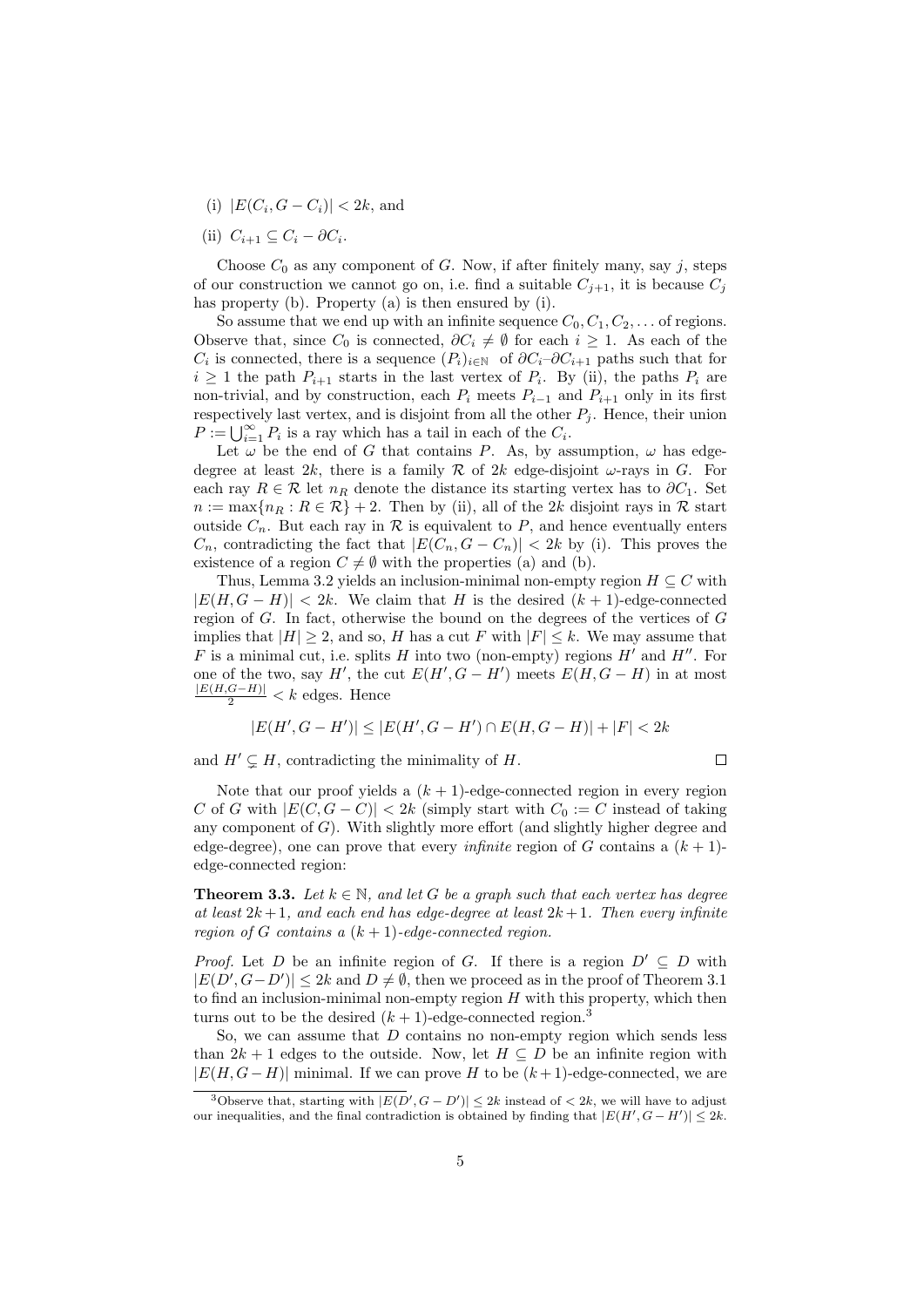(i) $|E(C_i, G - C_i)| < 2k$, and

(ii) $C_{i+1} \subseteq C_i - \partial C_i$.

Choose $C_0$ as any component of $G$. Now, if after finitely many, say $j$, steps of our construction we cannot go on, i.e. find a suitable $C_{j+1}$, it is because $C_j$ has property (b). Property (a) is then ensured by (i).

So assume that we end up with an infinite sequence $C_0, C_1, C_2, \ldots$ of regions. Observe that, since $C_0$ is connected, $\partial C_i \neq \emptyset$ for each $i \geq 1$. As each of the $C_i$ is connected, there is a sequence $(P_i)_{i \in \mathbb{N}}$ of $\partial C_i$–$\partial C_{i+1}$ paths such that for $i \geq 1$ the path $P_{i+1}$ starts in the last vertex of $P_i$. By (ii), the paths $P_i$ are non-trivial, and by construction, each $P_i$ meets $P_{i-1}$ and $P_{i+1}$ only in its first respectively last vertex, and is disjoint from all the other $P_j$. Hence, their union $P := \bigcup_{i=1}^{\infty} P_i$ is a ray which has a tail in each of the $C_i$.

Let $\omega$ be the end of $G$ that contains $P$. As, by assumption, $\omega$ has edge-degree at least $2k$, there is a family $\mathcal{R}$ of $2k$ edge-disjoint $\omega$-rays in $G$. For each ray $R \in \mathcal{R}$ let $n_R$ denote the distance its starting vertex has to $\partial C_1$. Set $n := \max\{n_R : R \in \mathcal{R}\} + 2$. Then by (ii), all of the $2k$ disjoint rays in $\mathcal{R}$ start outside $C_n$. But each ray in $\mathcal{R}$ is equivalent to $P$, and hence eventually enters $C_n$, contradicting the fact that $|E(C_n, G - C_n)| < 2k$ by (i). This proves the existence of a region $C \neq \emptyset$ with the properties (a) and (b).

Thus, Lemma 3.2 yields an inclusion-minimal non-empty region $H \subseteq C$ with $|E(H, G - H)| < 2k$. We claim that $H$ is the desired $(k+1)$-edge-connected region of $G$. In fact, otherwise the bound on the degrees of the vertices of $G$ implies that $|H| \geq 2$, and so, $H$ has a cut $F$ with $|F| \leq k$. We may assume that $F$ is a minimal cut, i.e. splits $H$ into two (non-empty) regions $H'$ and $H''$. For one of the two, say $H'$, the cut $E(H', G - H')$ meets $E(H, G - H)$ in at most $\frac{|E(H, G-H)|}{2} < k$ edges. Hence

$$|E(H', G - H')| \leq |E(H', G - H') \cap E(H, G - H)| + |F| < 2k$$

and $H' \subsetneq H$, contradicting the minimality of $H$. $\square$

Note that our proof yields a $(k+1)$-edge-connected region in every region $C$ of $G$ with $|E(C, G - C)| < 2k$ (simply start with $C_0 := C$ instead of taking any component of $G$). With slightly more effort (and slightly higher degree and edge-degree), one can prove that every *infinite* region of $G$ contains a $(k+1)$-edge-connected region:

**Theorem 3.3.** *Let $k \in \mathbb{N}$, and let $G$ be a graph such that each vertex has degree at least $2k+1$, and each end has edge-degree at least $2k+1$. Then every infinite region of $G$ contains a $(k+1)$-edge-connected region.*

*Proof.* Let $D$ be an infinite region of $G$. If there is a region $D' \subseteq D$ with $|E(D', G - D')| \leq 2k$ and $D \neq \emptyset$, then we proceed as in the proof of Theorem 3.1 to find an inclusion-minimal non-empty region $H$ with this property, which then turns out to be the desired $(k+1)$-edge-connected region.[3]

So, we can assume that $D$ contains no non-empty region which sends less than $2k+1$ edges to the outside. Now, let $H \subseteq D$ be an infinite region with $|E(H, G - H)|$ minimal. If we can prove $H$ to be $(k+1)$-edge-connected, we are

[3] Observe that, starting with $|E(D', G - D')| \leq 2k$ instead of $< 2k$, we will have to adjust our inequalities, and the final contradiction is obtained by finding that $|E(H', G - H')| \leq 2k$.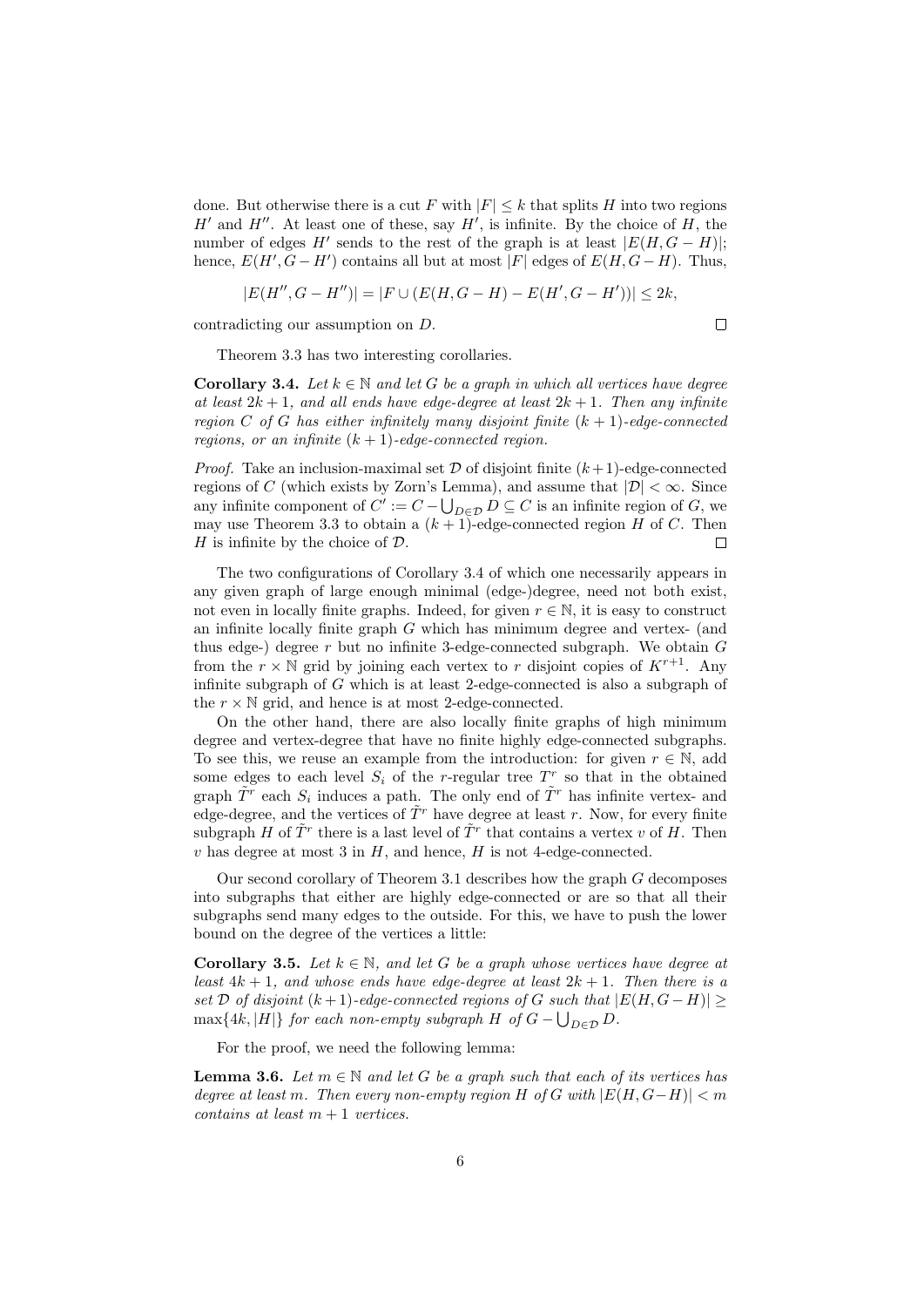done. But otherwise there is a cut $F$ with $|F| \leq k$ that splits $H$ into two regions $H'$ and $H''$. At least one of these, say $H'$, is infinite. By the choice of $H$, the number of edges $H'$ sends to the rest of the graph is at least $|E(H, G - H)|$; hence, $E(H', G - H')$ contains all but at most $|F|$ edges of $E(H, G - H)$. Thus,

$$|E(H'', G - H'')| = |F \cup (E(H, G - H) - E(H', G - H'))| \leq 2k,$$

contradicting our assumption on $D$. $\square$

Theorem 3.3 has two interesting corollaries.

**Corollary 3.4.** *Let $k \in \mathbb{N}$ and let $G$ be a graph in which all vertices have degree at least $2k + 1$, and all ends have edge-degree at least $2k + 1$. Then any infinite region $C$ of $G$ has either infinitely many disjoint finite $(k + 1)$-edge-connected regions, or an infinite $(k + 1)$-edge-connected region.*

*Proof.* Take an inclusion-maximal set $\mathcal{D}$ of disjoint finite $(k+1)$-edge-connected regions of $C$ (which exists by Zorn's Lemma), and assume that $|\mathcal{D}| < \infty$. Since any infinite component of $C' := C - \bigcup_{D \in \mathcal{D}} D \subseteq C$ is an infinite region of $G$, we may use Theorem 3.3 to obtain a $(k + 1)$-edge-connected region $H$ of $C$. Then $H$ is infinite by the choice of $\mathcal{D}$. $\square$

The two configurations of Corollary 3.4 of which one necessarily appears in any given graph of large enough minimal (edge-)degree, need not both exist, not even in locally finite graphs. Indeed, for given $r \in \mathbb{N}$, it is easy to construct an infinite locally finite graph $G$ which has minimum degree and vertex- (and thus edge-) degree $r$ but no infinite 3-edge-connected subgraph. We obtain $G$ from the $r \times \mathbb{N}$ grid by joining each vertex to $r$ disjoint copies of $K^{r+1}$. Any infinite subgraph of $G$ which is at least 2-edge-connected is also a subgraph of the $r \times \mathbb{N}$ grid, and hence is at most 2-edge-connected.

On the other hand, there are also locally finite graphs of high minimum degree and vertex-degree that have no finite highly edge-connected subgraphs. To see this, we reuse an example from the introduction: for given $r \in \mathbb{N}$, add some edges to each level $S_i$ of the $r$-regular tree $T^r$ so that in the obtained graph $\tilde{T}^r$ each $S_i$ induces a path. The only end of $\tilde{T}^r$ has infinite vertex- and edge-degree, and the vertices of $\tilde{T}^r$ have degree at least $r$. Now, for every finite subgraph $H$ of $\tilde{T}^r$ there is a last level of $\tilde{T}^r$ that contains a vertex $v$ of $H$. Then $v$ has degree at most 3 in $H$, and hence, $H$ is not 4-edge-connected.

Our second corollary of Theorem 3.1 describes how the graph $G$ decomposes into subgraphs that either are highly edge-connected or are so that all their subgraphs send many edges to the outside. For this, we have to push the lower bound on the degree of the vertices a little:

**Corollary 3.5.** *Let $k \in \mathbb{N}$, and let $G$ be a graph whose vertices have degree at least $4k + 1$, and whose ends have edge-degree at least $2k + 1$. Then there is a set $\mathcal{D}$ of disjoint $(k+1)$-edge-connected regions of $G$ such that $|E(H, G - H)| \geq \max\{4k, |H|\}$ for each non-empty subgraph $H$ of $G - \bigcup_{D \in \mathcal{D}} D$.*

For the proof, we need the following lemma:

**Lemma 3.6.** *Let $m \in \mathbb{N}$ and let $G$ be a graph such that each of its vertices has degree at least $m$. Then every non-empty region $H$ of $G$ with $|E(H, G - H)| < m$ contains at least $m + 1$ vertices.*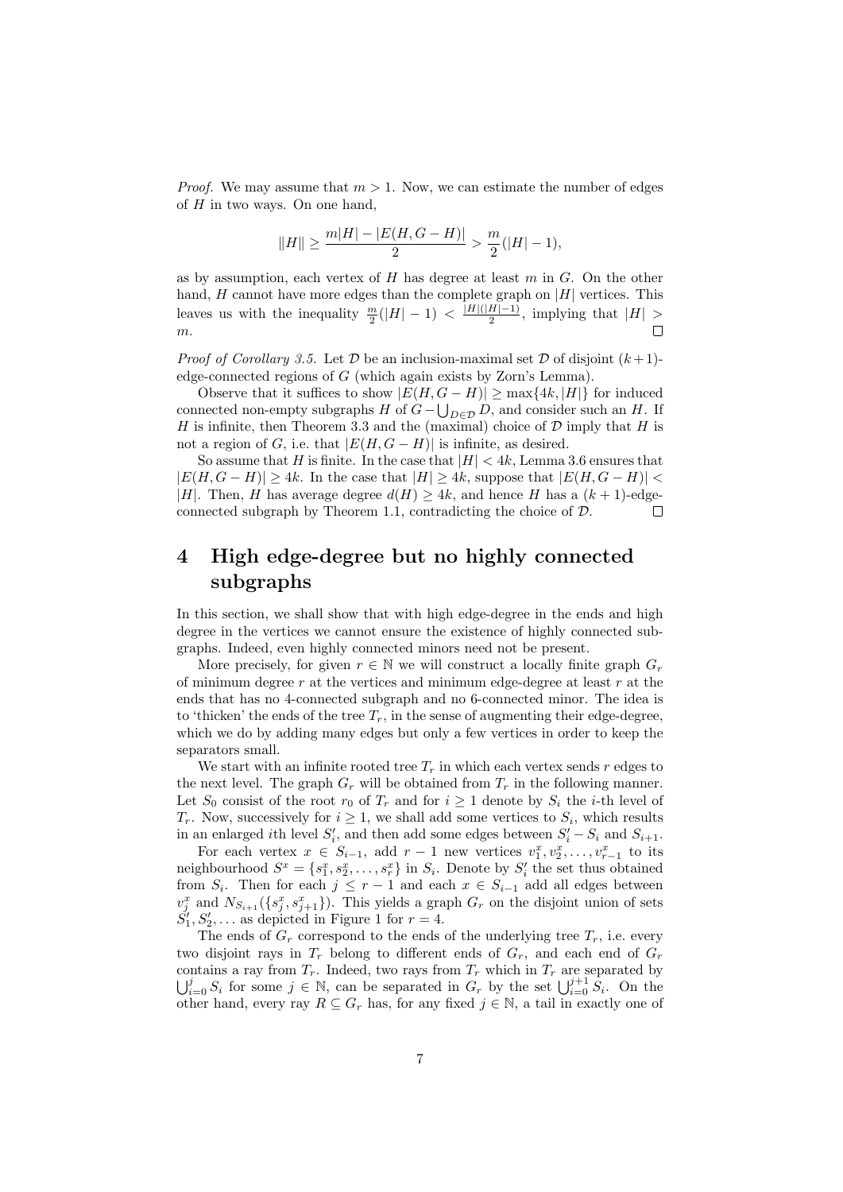*Proof.* We may assume that $m > 1$. Now, we can estimate the number of edges of $H$ in two ways. On one hand,

$$\|H\| \geq \frac{m|H| - |E(H, G - H)|}{2} > \frac{m}{2}(|H| - 1),$$

as by assumption, each vertex of $H$ has degree at least $m$ in $G$. On the other hand, $H$ cannot have more edges than the complete graph on $|H|$ vertices. This leaves us with the inequality $\frac{m}{2}(|H| - 1) < \frac{|H|(|H|-1)}{2}$, implying that $|H| > m$. $\square$

*Proof of Corollary 3.5.* Let $\mathcal{D}$ be an inclusion-maximal set $\mathcal{D}$ of disjoint $(k+1)$-edge-connected regions of $G$ (which again exists by Zorn's Lemma).

Observe that it suffices to show $|E(H, G - H)| \geq \max\{4k, |H|\}$ for induced connected non-empty subgraphs $H$ of $G - \bigcup_{D \in \mathcal{D}} D$, and consider such an $H$. If $H$ is infinite, then Theorem 3.3 and the (maximal) choice of $\mathcal{D}$ imply that $H$ is not a region of $G$, i.e. that $|E(H, G - H)|$ is infinite, as desired.

So assume that $H$ is finite. In the case that $|H| < 4k$, Lemma 3.6 ensures that $|E(H, G - H)| \geq 4k$. In the case that $|H| \geq 4k$, suppose that $|E(H, G - H)| < |H|$. Then, $H$ has average degree $d(H) \geq 4k$, and hence $H$ has a $(k+1)$-edge-connected subgraph by Theorem 1.1, contradicting the choice of $\mathcal{D}$. $\square$

# 4 High edge-degree but no highly connected subgraphs

In this section, we shall show that with high edge-degree in the ends and high degree in the vertices we cannot ensure the existence of highly connected subgraphs. Indeed, even highly connected minors need not be present.

More precisely, for given $r \in \mathbb{N}$ we will construct a locally finite graph $G_r$ of minimum degree $r$ at the vertices and minimum edge-degree at least $r$ at the ends that has no 4-connected subgraph and no 6-connected minor. The idea is to 'thicken' the ends of the tree $T_r$, in the sense of augmenting their edge-degree, which we do by adding many edges but only a few vertices in order to keep the separators small.

We start with an infinite rooted tree $T_r$ in which each vertex sends $r$ edges to the next level. The graph $G_r$ will be obtained from $T_r$ in the following manner. Let $S_0$ consist of the root $r_0$ of $T_r$ and for $i \geq 1$ denote by $S_i$ the $i$-th level of $T_r$. Now, successively for $i \geq 1$, we shall add some vertices to $S_i$, which results in an enlarged $i$th level $S'_i$, and then add some edges between $S'_i - S_i$ and $S_{i+1}$.

For each vertex $x \in S_{i-1}$, add $r - 1$ new vertices $v^x_1, v^x_2, \ldots, v^x_{r-1}$ to its neighbourhood $S^x = \{s^x_1, s^x_2, \ldots, s^x_r\}$ in $S_i$. Denote by $S'_i$ the set thus obtained from $S_i$. Then for each $j \leq r - 1$ and each $x \in S_{i-1}$ add all edges between $v^x_j$ and $N_{S_{i+1}}(\{s^x_j, s^x_{j+1}\})$. This yields a graph $G_r$ on the disjoint union of sets $S'_1, S'_2, \ldots$ as depicted in Figure 1 for $r = 4$.

The ends of $G_r$ correspond to the ends of the underlying tree $T_r$, i.e. every two disjoint rays in $T_r$ belong to different ends of $G_r$, and each end of $G_r$ contains a ray from $T_r$. Indeed, two rays from $T_r$ which in $T_r$ are separated by $\bigcup_{i=0}^{j} S_i$ for some $j \in \mathbb{N}$, can be separated in $G_r$ by the set $\bigcup_{i=0}^{j+1} S_i$. On the other hand, every ray $R \subseteq G_r$ has, for any fixed $j \in \mathbb{N}$, a tail in exactly one of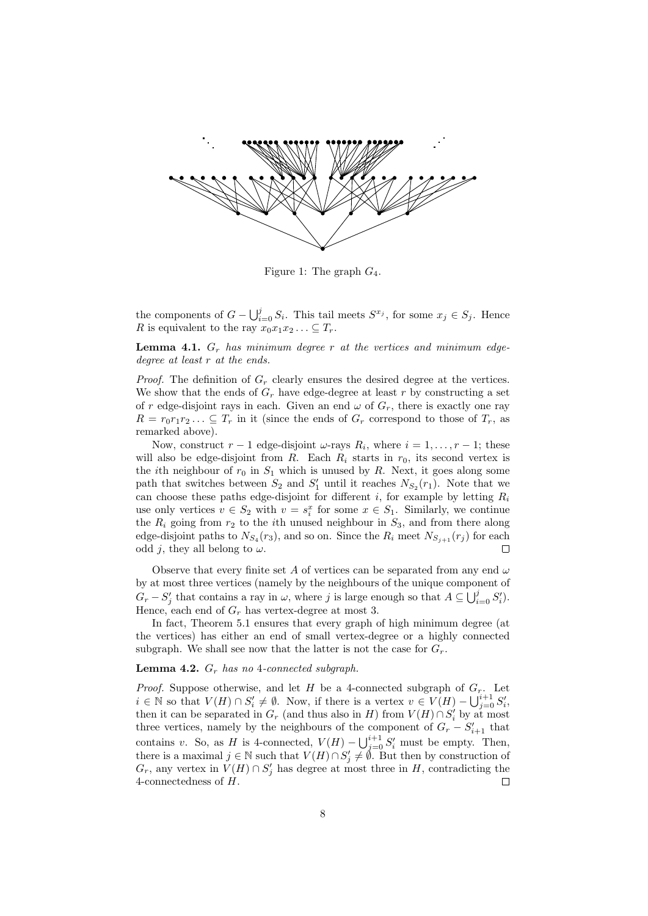Figure 1: The graph $G_4$.

the components of $G - \bigcup_{i=0}^{j} S_i$. This tail meets $S^{x_j}$, for some $x_j \in S_j$. Hence $R$ is equivalent to the ray $x_0x_1x_2 \ldots \subseteq T_r$.

**Lemma 4.1.** *$G_r$ has minimum degree $r$ at the vertices and minimum edge-degree at least $r$ at the ends.*

*Proof.* The definition of $G_r$ clearly ensures the desired degree at the vertices. We show that the ends of $G_r$ have edge-degree at least $r$ by constructing a set of $r$ edge-disjoint rays in each. Given an end $\omega$ of $G_r$, there is exactly one ray $R = r_0r_1r_2 \ldots \subseteq T_r$ in it (since the ends of $G_r$ correspond to those of $T_r$, as remarked above).

Now, construct $r-1$ edge-disjoint $\omega$-rays $R_i$, where $i = 1, \ldots, r-1$; these will also be edge-disjoint from $R$. Each $R_i$ starts in $r_0$, its second vertex is the $i$th neighbour of $r_0$ in $S_1$ which is unused by $R$. Next, it goes along some path that switches between $S_2$ and $S'_1$ until it reaches $N_{S_2}(r_1)$. Note that we can choose these paths edge-disjoint for different $i$, for example by letting $R_i$ use only vertices $v \in S_2$ with $v = s_i^x$ for some $x \in S_1$. Similarly, we continue the $R_i$ going from $r_2$ to the $i$th unused neighbour in $S_3$, and from there along edge-disjoint paths to $N_{S_4}(r_3)$, and so on. Since the $R_i$ meet $N_{S_{j+1}}(r_j)$ for each odd $j$, they all belong to $\omega$. $\square$

Observe that every finite set $A$ of vertices can be separated from any end $\omega$ by at most three vertices (namely by the neighbours of the unique component of $G_r - S'_j$ that contains a ray in $\omega$, where $j$ is large enough so that $A \subseteq \bigcup_{i=0}^{j} S'_i$). Hence, each end of $G_r$ has vertex-degree at most 3.

In fact, Theorem 5.1 ensures that every graph of high minimum degree (at the vertices) has either an end of small vertex-degree or a highly connected subgraph. We shall see now that the latter is not the case for $G_r$.

**Lemma 4.2.** *$G_r$ has no 4-connected subgraph.*

*Proof.* Suppose otherwise, and let $H$ be a 4-connected subgraph of $G_r$. Let $i \in \mathbb{N}$ so that $V(H) \cap S'_i \neq \emptyset$. Now, if there is a vertex $v \in V(H) - \bigcup_{j=0}^{i+1} S'_i$, then it can be separated in $G_r$ (and thus also in $H$) from $V(H) \cap S'_i$ by at most three vertices, namely by the neighbours of the component of $G_r - S'_{i+1}$ that contains $v$. So, as $H$ is 4-connected, $V(H) - \bigcup_{j=0}^{i+1} S'_i$ must be empty. Then, there is a maximal $j \in \mathbb{N}$ such that $V(H) \cap S'_j \neq \emptyset$. But then by construction of $G_r$, any vertex in $V(H) \cap S'_j$ has degree at most three in $H$, contradicting the 4-connectedness of $H$. $\square$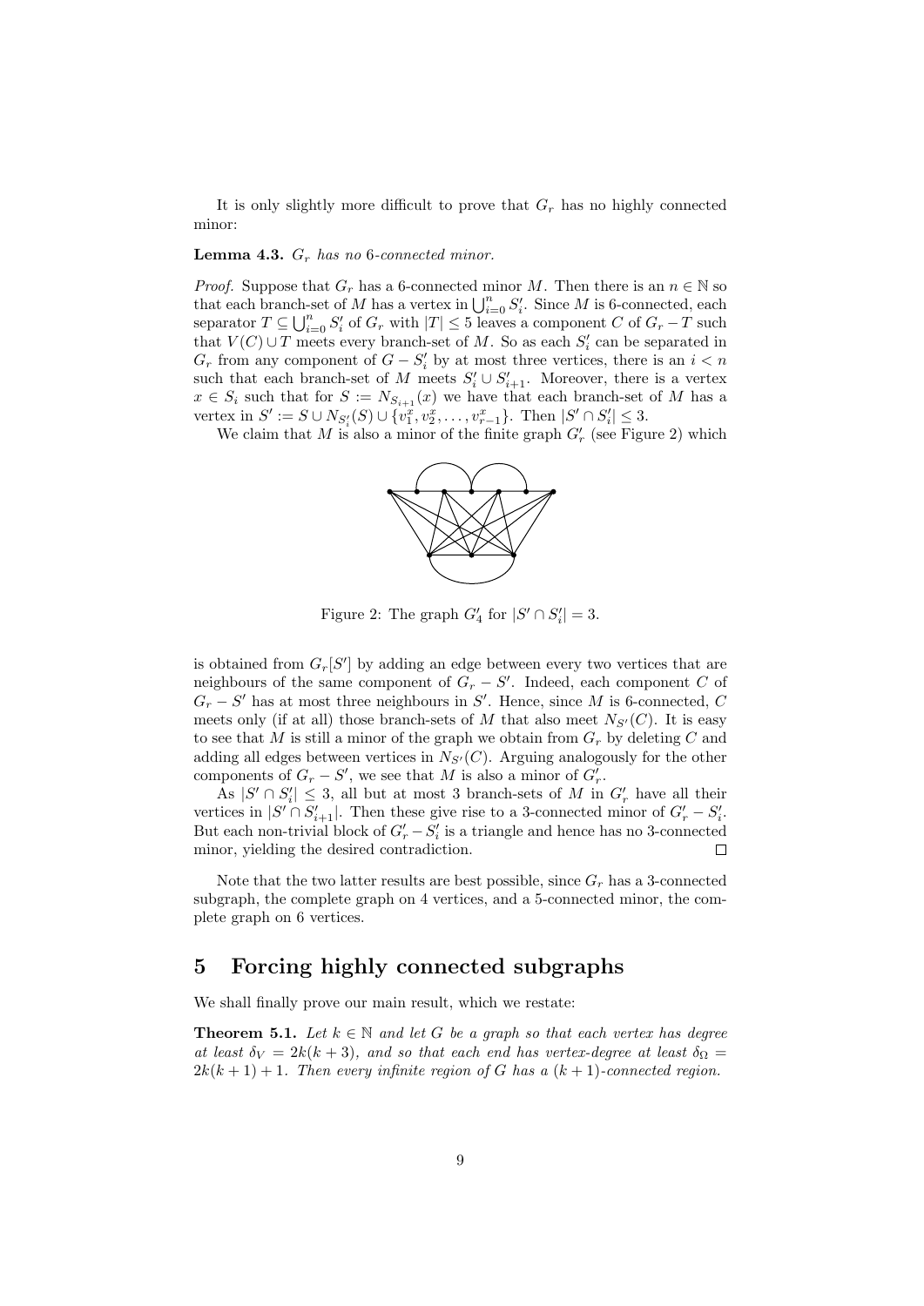It is only slightly more difficult to prove that $G_r$ has no highly connected minor:

**Lemma 4.3.** *$G_r$ has no 6-connected minor.*

*Proof.* Suppose that $G_r$ has a 6-connected minor $M$. Then there is an $n \in \mathbb{N}$ so that each branch-set of $M$ has a vertex in $\bigcup_{i=0}^n S'_i$. Since $M$ is 6-connected, each separator $T \subseteq \bigcup_{i=0}^n S'_i$ of $G_r$ with $|T| \leq 5$ leaves a component $C$ of $G_r - T$ such that $V(C) \cup T$ meets every branch-set of $M$. So as each $S'_i$ can be separated in $G_r$ from any component of $G - S'_i$ by at most three vertices, there is an $i < n$ such that each branch-set of $M$ meets $S'_i \cup S'_{i+1}$. Moreover, there is a vertex $x \in S_i$ such that for $S := N_{S_{i+1}}(x)$ we have that each branch-set of $M$ has a vertex in $S' := S \cup N_{S'_i}(S) \cup \{v_1^x, v_2^x, \ldots, v_{r-1}^x\}$. Then $|S' \cap S'_i| \leq 3$.

We claim that $M$ is also a minor of the finite graph $G'_r$ (see Figure 2) which

Figure 2: The graph $G'_4$ for $|S' \cap S'_i| = 3$.

is obtained from $G_r[S']$ by adding an edge between every two vertices that are neighbours of the same component of $G_r - S'$. Indeed, each component $C$ of $G_r - S'$ has at most three neighbours in $S'$. Hence, since $M$ is 6-connected, $C$ meets only (if at all) those branch-sets of $M$ that also meet $N_{S'}(C)$. It is easy to see that $M$ is still a minor of the graph we obtain from $G_r$ by deleting $C$ and adding all edges between vertices in $N_{S'}(C)$. Arguing analogously for the other components of $G_r - S'$, we see that $M$ is also a minor of $G'_r$.

As $|S' \cap S'_i| \leq 3$, all but at most 3 branch-sets of $M$ in $G'_r$ have all their vertices in $|S' \cap S'_{i+1}|$. Then these give rise to a 3-connected minor of $G'_r - S'_i$. But each non-trivial block of $G'_r - S'_i$ is a triangle and hence has no 3-connected minor, yielding the desired contradiction. $\square$

Note that the two latter results are best possible, since $G_r$ has a 3-connected subgraph, the complete graph on 4 vertices, and a 5-connected minor, the complete graph on 6 vertices.

## 5 Forcing highly connected subgraphs

We shall finally prove our main result, which we restate:

**Theorem 5.1.** *Let $k \in \mathbb{N}$ and let $G$ be a graph so that each vertex has degree at least $\delta_V = 2k(k+3)$, and so that each end has vertex-degree at least $\delta_\Omega = 2k(k+1) + 1$. Then every infinite region of $G$ has a $(k+1)$-connected region.*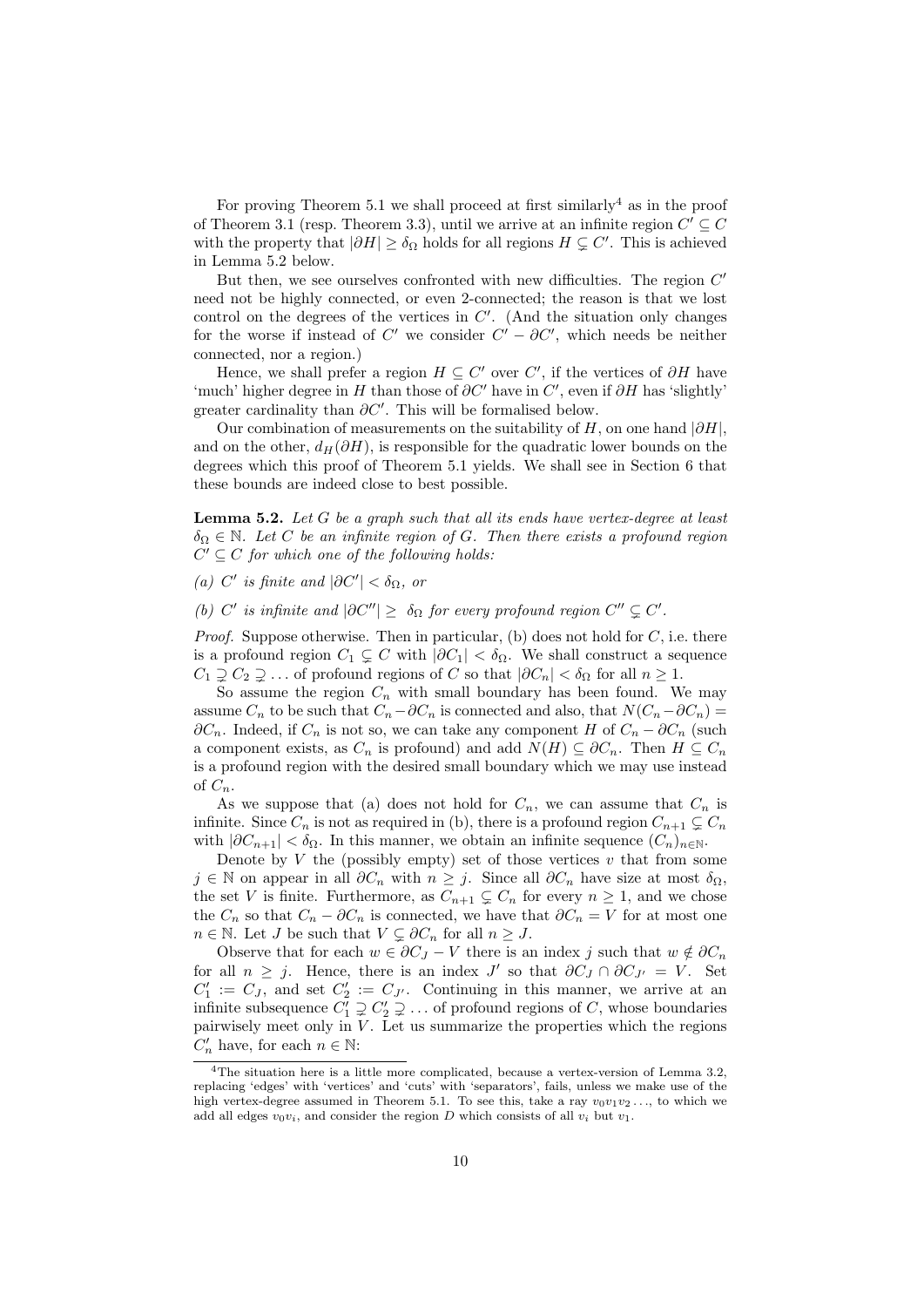For proving Theorem 5.1 we shall proceed at first similarly[4] as in the proof of Theorem 3.1 (resp. Theorem 3.3), until we arrive at an infinite region $C' \subseteq C$ with the property that $|\partial H| \geq \delta_\Omega$ holds for all regions $H \subsetneq C'$. This is achieved in Lemma 5.2 below.

But then, we see ourselves confronted with new difficulties. The region $C'$ need not be highly connected, or even 2-connected; the reason is that we lost control on the degrees of the vertices in $C'$. (And the situation only changes for the worse if instead of $C'$ we consider $C' - \partial C'$, which needs be neither connected, nor a region.)

Hence, we shall prefer a region $H \subseteq C'$ over $C'$, if the vertices of $\partial H$ have 'much' higher degree in $H$ than those of $\partial C'$ have in $C'$, even if $\partial H$ has 'slightly' greater cardinality than $\partial C'$. This will be formalised below.

Our combination of measurements on the suitability of $H$, on one hand $|\partial H|$, and on the other, $d_H(\partial H)$, is responsible for the quadratic lower bounds on the degrees which this proof of Theorem 5.1 yields. We shall see in Section 6 that these bounds are indeed close to best possible.

**Lemma 5.2.** *Let $G$ be a graph such that all its ends have vertex-degree at least $\delta_\Omega \in \mathbb{N}$. Let $C$ be an infinite region of $G$. Then there exists a profound region $C' \subseteq C$ for which one of the following holds:*

*(a) $C'$ is finite and $|\partial C'| < \delta_\Omega$, or*

*(b) $C'$ is infinite and $|\partial C''| \geq \delta_\Omega$ for every profound region $C'' \subsetneq C'$.*

*Proof.* Suppose otherwise. Then in particular, (b) does not hold for $C$, i.e. there is a profound region $C_1 \subsetneq C$ with $|\partial C_1| < \delta_\Omega$. We shall construct a sequence $C_1 \supsetneq C_2 \supsetneq \ldots$ of profound regions of $C$ so that $|\partial C_n| < \delta_\Omega$ for all $n \geq 1$.

So assume the region $C_n$ with small boundary has been found. We may assume $C_n$ to be such that $C_n - \partial C_n$ is connected and also, that $N(C_n - \partial C_n) = \partial C_n$. Indeed, if $C_n$ is not so, we can take any component $H$ of $C_n - \partial C_n$ (such a component exists, as $C_n$ is profound) and add $N(H) \subseteq \partial C_n$. Then $H \subseteq C_n$ is a profound region with the desired small boundary which we may use instead of $C_n$.

As we suppose that (a) does not hold for $C_n$, we can assume that $C_n$ is infinite. Since $C_n$ is not as required in (b), there is a profound region $C_{n+1} \subsetneq C_n$ with $|\partial C_{n+1}| < \delta_\Omega$. In this manner, we obtain an infinite sequence $(C_n)_{n \in \mathbb{N}}$.

Denote by $V$ the (possibly empty) set of those vertices $v$ that from some $j \in \mathbb{N}$ on appear in all $\partial C_n$ with $n \geq j$. Since all $\partial C_n$ have size at most $\delta_\Omega$, the set $V$ is finite. Furthermore, as $C_{n+1} \subsetneq C_n$ for every $n \geq 1$, and we chose the $C_n$ so that $C_n - \partial C_n$ is connected, we have that $\partial C_n = V$ for at most one $n \in \mathbb{N}$. Let $J$ be such that $V \subsetneq \partial C_n$ for all $n \geq J$.

Observe that for each $w \in \partial C_J - V$ there is an index $j$ such that $w \notin \partial C_n$ for all $n \geq j$. Hence, there is an index $J'$ so that $\partial C_J \cap \partial C_{J'} = V$. Set $C'_1 := C_J$, and set $C'_2 := C_{J'}$. Continuing in this manner, we arrive at an infinite subsequence $C'_1 \supsetneq C'_2 \supsetneq \ldots$ of profound regions of $C$, whose boundaries pairwisely meet only in $V$. Let us summarize the properties which the regions $C'_n$ have, for each $n \in \mathbb{N}$:

---

[4] The situation here is a little more complicated, because a vertex-version of Lemma 3.2, replacing 'edges' with 'vertices' and 'cuts' with 'separators', fails, unless we make use of the high vertex-degree assumed in Theorem 5.1. To see this, take a ray $v_0v_1v_2\ldots$, to which we add all edges $v_0v_i$, and consider the region $D$ which consists of all $v_i$ but $v_1$.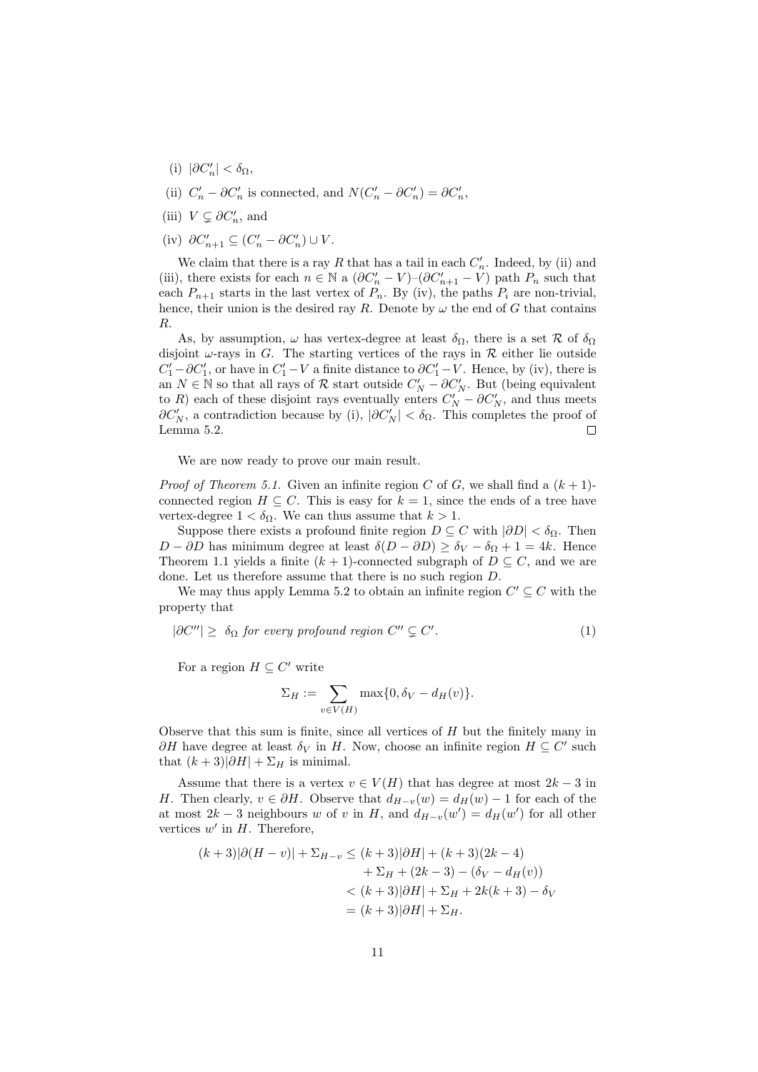(i) $|\partial C'_n| < \delta_\Omega$,

(ii) $C'_n - \partial C'_n$ is connected, and $N(C'_n - \partial C'_n) = \partial C'_n$,

(iii) $V \subsetneq \partial C'_n$, and

(iv) $\partial C'_{n+1} \subseteq (C'_n - \partial C'_n) \cup V$.

We claim that there is a ray $R$ that has a tail in each $C'_n$. Indeed, by (ii) and (iii), there exists for each $n \in \mathbb{N}$ a $(\partial C'_n - V)$–$(\partial C'_{n+1} - V)$ path $P_n$ such that each $P_{n+1}$ starts in the last vertex of $P_n$. By (iv), the paths $P_i$ are non-trivial, hence, their union is the desired ray $R$. Denote by $\omega$ the end of $G$ that contains $R$.

As, by assumption, $\omega$ has vertex-degree at least $\delta_\Omega$, there is a set $\mathcal{R}$ of $\delta_\Omega$ disjoint $\omega$-rays in $G$. The starting vertices of the rays in $\mathcal{R}$ either lie outside $C'_1 - \partial C'_1$, or have in $C'_1 - V$ a finite distance to $\partial C'_1 - V$. Hence, by (iv), there is an $N \in \mathbb{N}$ so that all rays of $\mathcal{R}$ start outside $C'_N - \partial C'_N$. But (being equivalent to $R$) each of these disjoint rays eventually enters $C'_N - \partial C'_N$, and thus meets $\partial C'_N$, a contradiction because by (i), $|\partial C'_N| < \delta_\Omega$. This completes the proof of Lemma 5.2. $\square$

We are now ready to prove our main result.

*Proof of Theorem 5.1.* Given an infinite region $C$ of $G$, we shall find a $(k+1)$-connected region $H \subseteq C$. This is easy for $k = 1$, since the ends of a tree have vertex-degree $1 < \delta_\Omega$. We can thus assume that $k > 1$.

Suppose there exists a profound finite region $D \subseteq C$ with $|\partial D| < \delta_\Omega$. Then $D - \partial D$ has minimum degree at least $\delta(D - \partial D) \geq \delta_V - \delta_\Omega + 1 = 4k$. Hence Theorem 1.1 yields a finite $(k+1)$-connected subgraph of $D \subseteq C$, and we are done. Let us therefore assume that there is no such region $D$.

We may thus apply Lemma 5.2 to obtain an infinite region $C' \subseteq C$ with the property that

$$|\partial C''| \geq \delta_\Omega \text{ for every profound region } C'' \subsetneq C'. \tag{1}$$

For a region $H \subseteq C'$ write

$$\Sigma_H := \sum_{v \in V(H)} \max\{0, \delta_V - d_H(v)\}.$$

Observe that this sum is finite, since all vertices of $H$ but the finitely many in $\partial H$ have degree at least $\delta_V$ in $H$. Now, choose an infinite region $H \subseteq C'$ such that $(k+3)|\partial H| + \Sigma_H$ is minimal.

Assume that there is a vertex $v \in V(H)$ that has degree at most $2k-3$ in $H$. Then clearly, $v \in \partial H$. Observe that $d_{H-v}(w) = d_H(w) - 1$ for each of the at most $2k-3$ neighbours $w$ of $v$ in $H$, and $d_{H-v}(w') = d_H(w')$ for all other vertices $w'$ in $H$. Therefore,

$$\begin{aligned}
(k+3)|\partial(H-v)| + \Sigma_{H-v} &\leq (k+3)|\partial H| + (k+3)(2k-4) \\
&\quad + \Sigma_H + (2k-3) - (\delta_V - d_H(v)) \\
&< (k+3)|\partial H| + \Sigma_H + 2k(k+3) - \delta_V \\
&= (k+3)|\partial H| + \Sigma_H.
\end{aligned}$$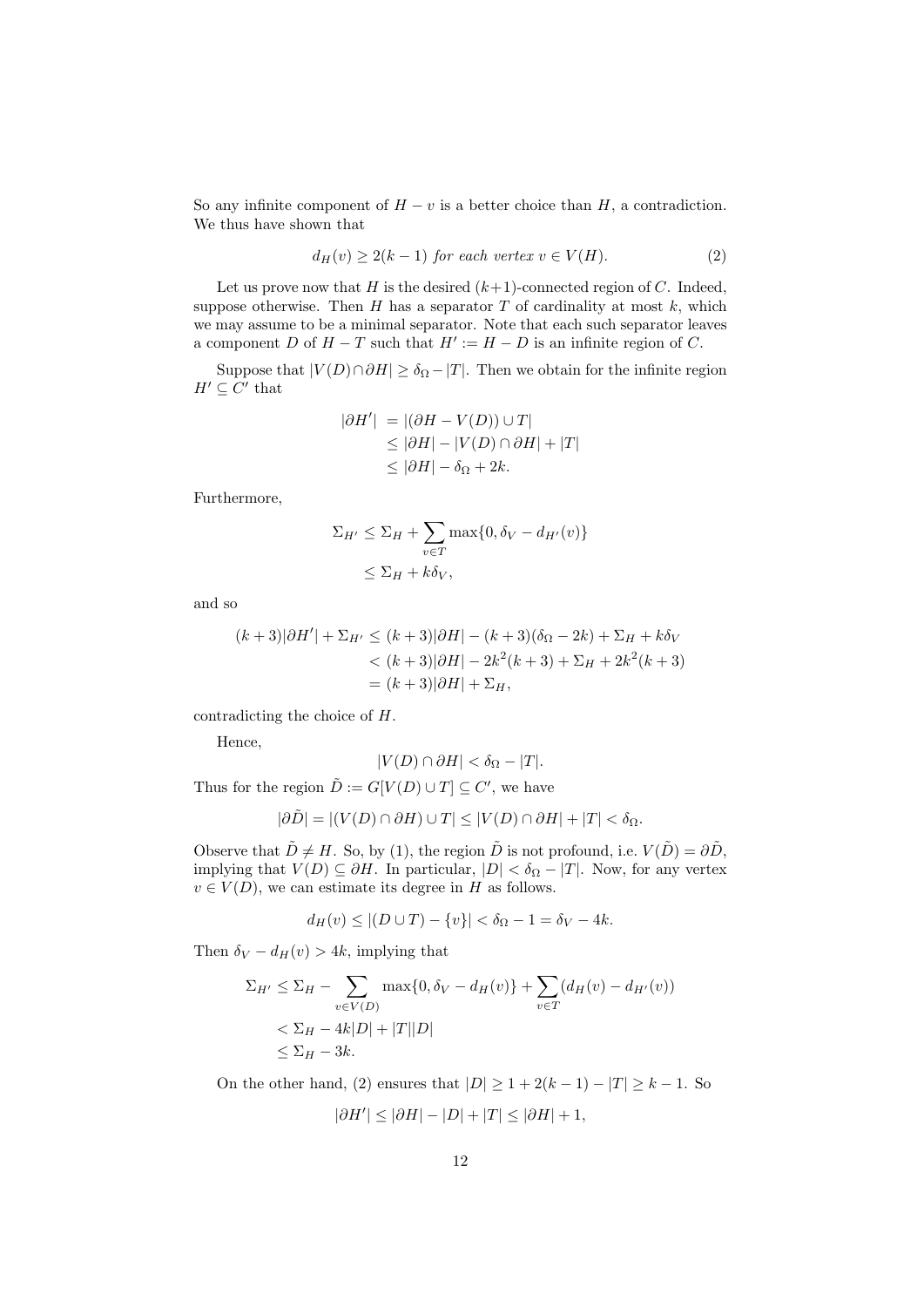So any infinite component of $H - v$ is a better choice than $H$, a contradiction. We thus have shown that

$$d_H(v) \geq 2(k-1) \text{ for each vertex } v \in V(H). \tag{2}$$

Let us prove now that $H$ is the desired $(k+1)$-connected region of $C$. Indeed, suppose otherwise. Then $H$ has a separator $T$ of cardinality at most $k$, which we may assume to be a minimal separator. Note that each such separator leaves a component $D$ of $H - T$ such that $H' := H - D$ is an infinite region of $C$.

Suppose that $|V(D) \cap \partial H| \geq \delta_\Omega - |T|$. Then we obtain for the infinite region $H' \subseteq C'$ that

$$\begin{aligned}
|\partial H'| &= |(\partial H - V(D)) \cup T| \\
&\leq |\partial H| - |V(D) \cap \partial H| + |T| \\
&\leq |\partial H| - \delta_\Omega + 2k.
\end{aligned}$$

Furthermore,

$$\begin{aligned}
\Sigma_{H'} &\leq \Sigma_H + \sum_{v \in T} \max\{0, \delta_V - d_{H'}(v)\} \\
&\leq \Sigma_H + k\delta_V,
\end{aligned}$$

and so

$$\begin{aligned}
(k+3)|\partial H'| + \Sigma_{H'} &\leq (k+3)|\partial H| - (k+3)(\delta_\Omega - 2k) + \Sigma_H + k\delta_V \\
&< (k+3)|\partial H| - 2k^2(k+3) + \Sigma_H + 2k^2(k+3) \\
&= (k+3)|\partial H| + \Sigma_H,
\end{aligned}$$

contradicting the choice of $H$.

Hence,

$$|V(D) \cap \partial H| < \delta_\Omega - |T|.$$

Thus for the region $\tilde{D} := G[V(D) \cup T] \subseteq C'$, we have

$$|\partial \tilde{D}| = |(V(D) \cap \partial H) \cup T| \leq |V(D) \cap \partial H| + |T| < \delta_\Omega.$$

Observe that $\tilde{D} \neq H$. So, by (1), the region $\tilde{D}$ is not profound, i.e. $V(\tilde{D}) = \partial \tilde{D}$, implying that $V(D) \subseteq \partial H$. In particular, $|D| < \delta_\Omega - |T|$. Now, for any vertex $v \in V(D)$, we can estimate its degree in $H$ as follows.

$$d_H(v) \leq |(D \cup T) - \{v\}| < \delta_\Omega - 1 = \delta_V - 4k.$$

Then $\delta_V - d_H(v) > 4k$, implying that

$$\begin{aligned}
\Sigma_{H'} &\leq \Sigma_H - \sum_{v \in V(D)} \max\{0, \delta_V - d_H(v)\} + \sum_{v \in T} (d_H(v) - d_{H'}(v)) \\
&< \Sigma_H - 4k|D| + |T||D| \\
&\leq \Sigma_H - 3k.
\end{aligned}$$

On the other hand, (2) ensures that $|D| \geq 1 + 2(k-1) - |T| \geq k - 1$. So

$$|\partial H'| \leq |\partial H| - |D| + |T| \leq |\partial H| + 1,$$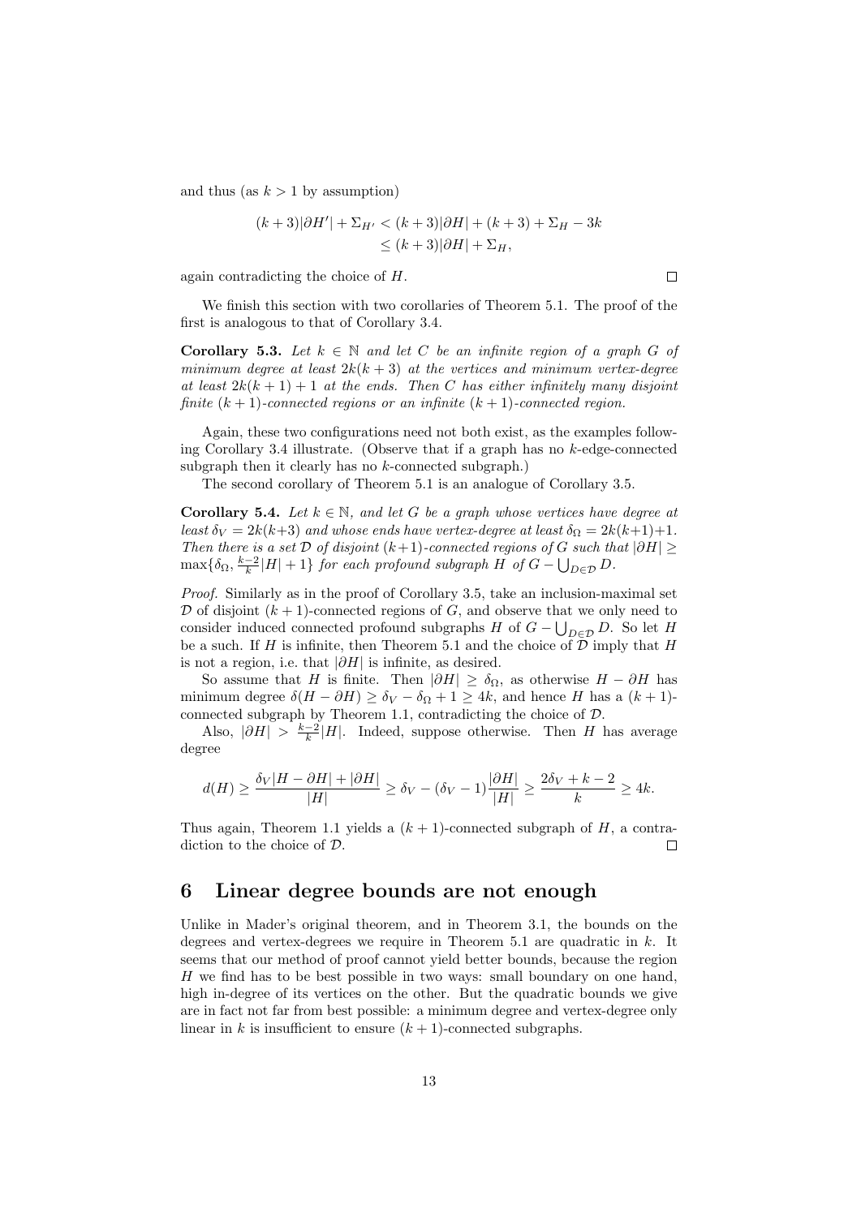and thus (as $k > 1$ by assumption)

$$
\begin{aligned}
(k+3)|\partial H'| + \Sigma_{H'} &< (k+3)|\partial H| + (k+3) + \Sigma_H - 3k \\
&\leq (k+3)|\partial H| + \Sigma_H,
\end{aligned}
$$

again contradicting the choice of $H$. $\square$

We finish this section with two corollaries of Theorem 5.1. The proof of the first is analogous to that of Corollary 3.4.

**Corollary 5.3.** *Let $k \in \mathbb{N}$ and let $C$ be an infinite region of a graph $G$ of minimum degree at least $2k(k+3)$ at the vertices and minimum vertex-degree at least $2k(k+1)+1$ at the ends. Then $C$ has either infinitely many disjoint finite $(k+1)$-connected regions or an infinite $(k+1)$-connected region.*

Again, these two configurations need not both exist, as the examples following Corollary 3.4 illustrate. (Observe that if a graph has no $k$-edge-connected subgraph then it clearly has no $k$-connected subgraph.)

The second corollary of Theorem 5.1 is an analogue of Corollary 3.5.

**Corollary 5.4.** *Let $k \in \mathbb{N}$, and let $G$ be a graph whose vertices have degree at least $\delta_V = 2k(k+3)$ and whose ends have vertex-degree at least $\delta_\Omega = 2k(k+1)+1$. Then there is a set $\mathcal{D}$ of disjoint $(k+1)$-connected regions of $G$ such that $|\partial H| \geq \max\{\delta_\Omega, \frac{k-2}{k}|H|+1\}$ for each profound subgraph $H$ of $G - \bigcup_{D\in\mathcal{D}} D$.*

*Proof.* Similarly as in the proof of Corollary 3.5, take an inclusion-maximal set $\mathcal{D}$ of disjoint $(k+1)$-connected regions of $G$, and observe that we only need to consider induced connected profound subgraphs $H$ of $G - \bigcup_{D\in\mathcal{D}} D$. So let $H$ be a such. If $H$ is infinite, then Theorem 5.1 and the choice of $\mathcal{D}$ imply that $H$ is not a region, i.e. that $|\partial H|$ is infinite, as desired.

So assume that $H$ is finite. Then $|\partial H| \geq \delta_\Omega$, as otherwise $H - \partial H$ has minimum degree $\delta(H - \partial H) \geq \delta_V - \delta_\Omega + 1 \geq 4k$, and hence $H$ has a $(k+1)$-connected subgraph by Theorem 1.1, contradicting the choice of $\mathcal{D}$.

Also, $|\partial H| > \frac{k-2}{k}|H|$. Indeed, suppose otherwise. Then $H$ has average degree

$$
d(H) \geq \frac{\delta_V|H - \partial H| + |\partial H|}{|H|} \geq \delta_V - (\delta_V - 1)\frac{|\partial H|}{|H|} \geq \frac{2\delta_V + k - 2}{k} \geq 4k.
$$

Thus again, Theorem 1.1 yields a $(k+1)$-connected subgraph of $H$, a contradiction to the choice of $\mathcal{D}$. $\square$

# 6 Linear degree bounds are not enough

Unlike in Mader's original theorem, and in Theorem 3.1, the bounds on the degrees and vertex-degrees we require in Theorem 5.1 are quadratic in $k$. It seems that our method of proof cannot yield better bounds, because the region $H$ we find has to be best possible in two ways: small boundary on one hand, high in-degree of its vertices on the other. But the quadratic bounds we give are in fact not far from best possible: a minimum degree and vertex-degree only linear in $k$ is insufficient to ensure $(k+1)$-connected subgraphs.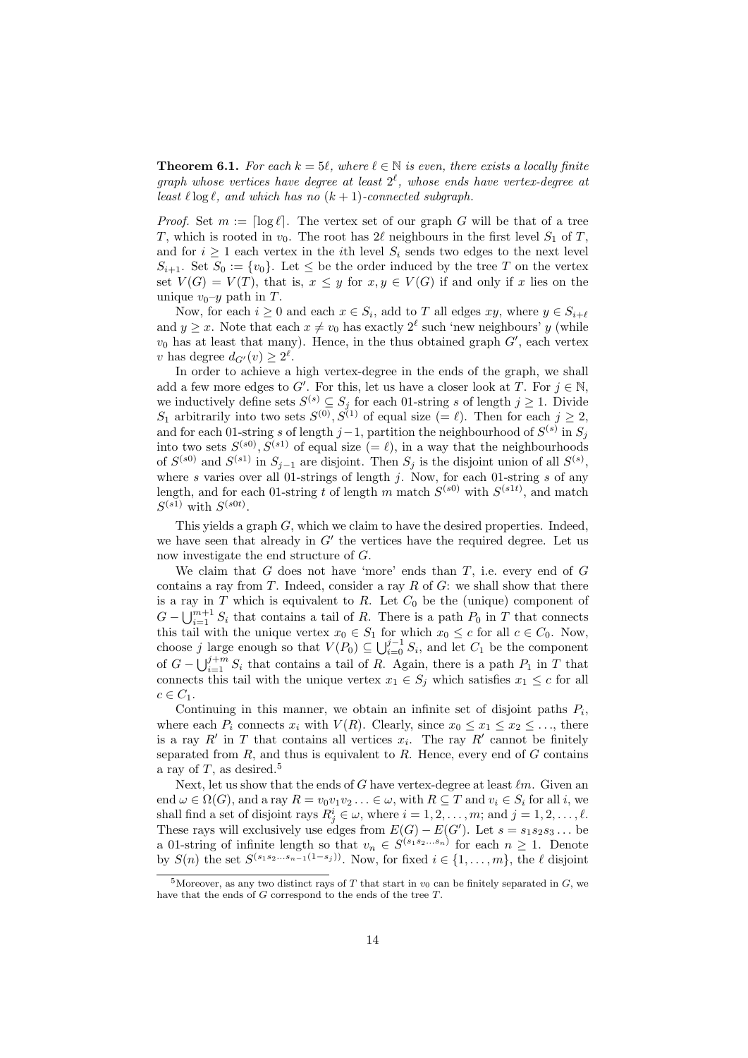**Theorem 6.1.** *For each $k = 5\ell$, where $\ell \in \mathbb{N}$ is even, there exists a locally finite graph whose vertices have degree at least $2^\ell$, whose ends have vertex-degree at least $\ell \log \ell$, and which has no $(k+1)$-connected subgraph.*

*Proof.* Set $m := \lceil \log \ell \rceil$. The vertex set of our graph $G$ will be that of a tree $T$, which is rooted in $v_0$. The root has $2\ell$ neighbours in the first level $S_1$ of $T$, and for $i \geq 1$ each vertex in the $i$th level $S_i$ sends two edges to the next level $S_{i+1}$. Set $S_0 := \{v_0\}$. Let $\leq$ be the order induced by the tree $T$ on the vertex set $V(G) = V(T)$, that is, $x \leq y$ for $x, y \in V(G)$ if and only if $x$ lies on the unique $v_0$–$y$ path in $T$.

Now, for each $i \geq 0$ and each $x \in S_i$, add to $T$ all edges $xy$, where $y \in S_{i+\ell}$ and $y \geq x$. Note that each $x \neq v_0$ has exactly $2^\ell$ such 'new neighbours' $y$ (while $v_0$ has at least that many). Hence, in the thus obtained graph $G'$, each vertex $v$ has degree $d_{G'}(v) \geq 2^\ell$.

In order to achieve a high vertex-degree in the ends of the graph, we shall add a few more edges to $G'$. For this, let us have a closer look at $T$. For $j \in \mathbb{N}$, we inductively define sets $S^{(s)} \subseteq S_j$ for each 01-string $s$ of length $j \geq 1$. Divide $S_1$ arbitrarily into two sets $S^{(0)}, S^{(1)}$ of equal size $(= \ell)$. Then for each $j \geq 2$, and for each 01-string $s$ of length $j-1$, partition the neighbourhood of $S^{(s)}$ in $S_j$ into two sets $S^{(s0)}, S^{(s1)}$ of equal size $(= \ell)$, in a way that the neighbourhoods of $S^{(s0)}$ and $S^{(s1)}$ in $S_{j-1}$ are disjoint. Then $S_j$ is the disjoint union of all $S^{(s)}$, where $s$ varies over all 01-strings of length $j$. Now, for each 01-string $s$ of any length, and for each 01-string $t$ of length $m$ match $S^{(s0)}$ with $S^{(s1t)}$, and match $S^{(s1)}$ with $S^{(s0t)}$.

This yields a graph $G$, which we claim to have the desired properties. Indeed, we have seen that already in $G'$ the vertices have the required degree. Let us now investigate the end structure of $G$.

We claim that $G$ does not have 'more' ends than $T$, i.e. every end of $G$ contains a ray from $T$. Indeed, consider a ray $R$ of $G$: we shall show that there is a ray in $T$ which is equivalent to $R$. Let $C_0$ be the (unique) component of $G - \bigcup_{i=1}^{m+1} S_i$ that contains a tail of $R$. There is a path $P_0$ in $T$ that connects this tail with the unique vertex $x_0 \in S_1$ for which $x_0 \leq c$ for all $c \in C_0$. Now, choose $j$ large enough so that $V(P_0) \subseteq \bigcup_{i=0}^{j-1} S_i$, and let $C_1$ be the component of $G - \bigcup_{i=1}^{j+m} S_i$ that contains a tail of $R$. Again, there is a path $P_1$ in $T$ that connects this tail with the unique vertex $x_1 \in S_j$ which satisfies $x_1 \leq c$ for all $c \in C_1$.

Continuing in this manner, we obtain an infinite set of disjoint paths $P_i$, where each $P_i$ connects $x_i$ with $V(R)$. Clearly, since $x_0 \leq x_1 \leq x_2 \leq \ldots$, there is a ray $R'$ in $T$ that contains all vertices $x_i$. The ray $R'$ cannot be finitely separated from $R$, and thus is equivalent to $R$. Hence, every end of $G$ contains a ray of $T$, as desired.[5]

Next, let us show that the ends of $G$ have vertex-degree at least $\ell m$. Given an end $\omega \in \Omega(G)$, and a ray $R = v_0 v_1 v_2 \ldots \in \omega$, with $R \subseteq T$ and $v_i \in S_i$ for all $i$, we shall find a set of disjoint rays $R^i_j \in \omega$, where $i = 1, 2, \ldots, m$; and $j = 1, 2, \ldots, \ell$. These rays will exclusively use edges from $E(G) - E(G')$. Let $s = s_1 s_2 s_3 \ldots$ be a 01-string of infinite length so that $v_n \in S^{(s_1 s_2 \ldots s_n)}$ for each $n \geq 1$. Denote by $S(n)$ the set $S^{(s_1 s_2 \ldots s_{n-1}(1-s_j))}$. Now, for fixed $i \in \{1, \ldots, m\}$, the $\ell$ disjoint

[5] Moreover, as any two distinct rays of $T$ that start in $v_0$ can be finitely separated in $G$, we have that the ends of $G$ correspond to the ends of the tree $T$.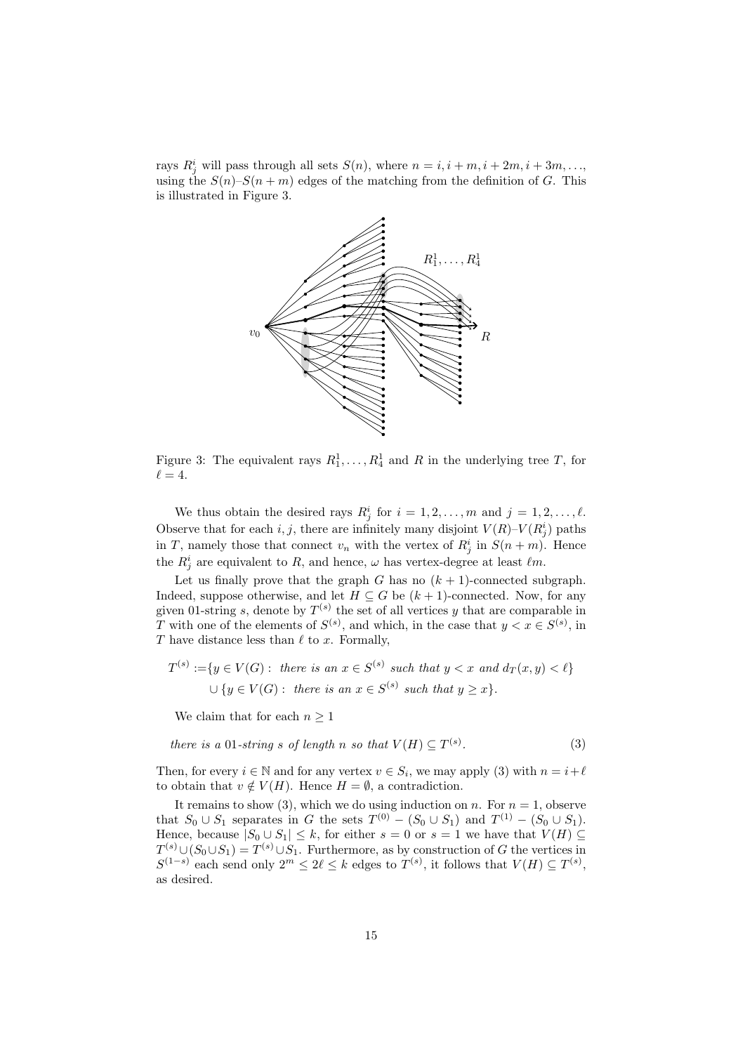rays $R^i_j$ will pass through all sets $S(n)$, where $n = i, i+m, i+2m, i+3m, \ldots$, using the $S(n)$–$S(n+m)$ edges of the matching from the definition of $G$. This is illustrated in Figure 3.

Figure 3: The equivalent rays $R^1_1, \ldots, R^1_4$ and $R$ in the underlying tree $T$, for $\ell = 4$.

We thus obtain the desired rays $R^i_j$ for $i = 1, 2, \ldots, m$ and $j = 1, 2, \ldots, \ell$. Observe that for each $i, j$, there are infinitely many disjoint $V(R)$–$V(R^i_j)$ paths in $T$, namely those that connect $v_n$ with the vertex of $R^i_j$ in $S(n+m)$. Hence the $R^i_j$ are equivalent to $R$, and hence, $\omega$ has vertex-degree at least $\ell m$.

Let us finally prove that the graph $G$ has no $(k+1)$-connected subgraph. Indeed, suppose otherwise, and let $H \subseteq G$ be $(k+1)$-connected. Now, for any given 01-string $s$, denote by $T^{(s)}$ the set of all vertices $y$ that are comparable in $T$ with one of the elements of $S^{(s)}$, and which, in the case that $y < x \in S^{(s)}$, in $T$ have distance less than $\ell$ to $x$. Formally,

$$\begin{aligned} T^{(s)} :=& \{y \in V(G) : \textit{ there is an } x \in S^{(s)} \textit{ such that } y < x \textit{ and } d_T(x,y) < \ell\} \\ & \cup \{y \in V(G) : \textit{ there is an } x \in S^{(s)} \textit{ such that } y \geq x\}. \end{aligned}$$

We claim that for each $n \geq 1$

$$\textit{there is a 01-string } s \textit{ of length } n \textit{ so that } V(H) \subseteq T^{(s)}. \tag{3}$$

Then, for every $i \in \mathbb{N}$ and for any vertex $v \in S_i$, we may apply (3) with $n = i + \ell$ to obtain that $v \notin V(H)$. Hence $H = \emptyset$, a contradiction.

It remains to show (3), which we do using induction on $n$. For $n = 1$, observe that $S_0 \cup S_1$ separates in $G$ the sets $T^{(0)} - (S_0 \cup S_1)$ and $T^{(1)} - (S_0 \cup S_1)$. Hence, because $|S_0 \cup S_1| \leq k$, for either $s = 0$ or $s = 1$ we have that $V(H) \subseteq T^{(s)} \cup (S_0 \cup S_1) = T^{(s)} \cup S_1$. Furthermore, as by construction of $G$ the vertices in $S^{(1-s)}$ each send only $2^m \leq 2\ell \leq k$ edges to $T^{(s)}$, it follows that $V(H) \subseteq T^{(s)}$, as desired.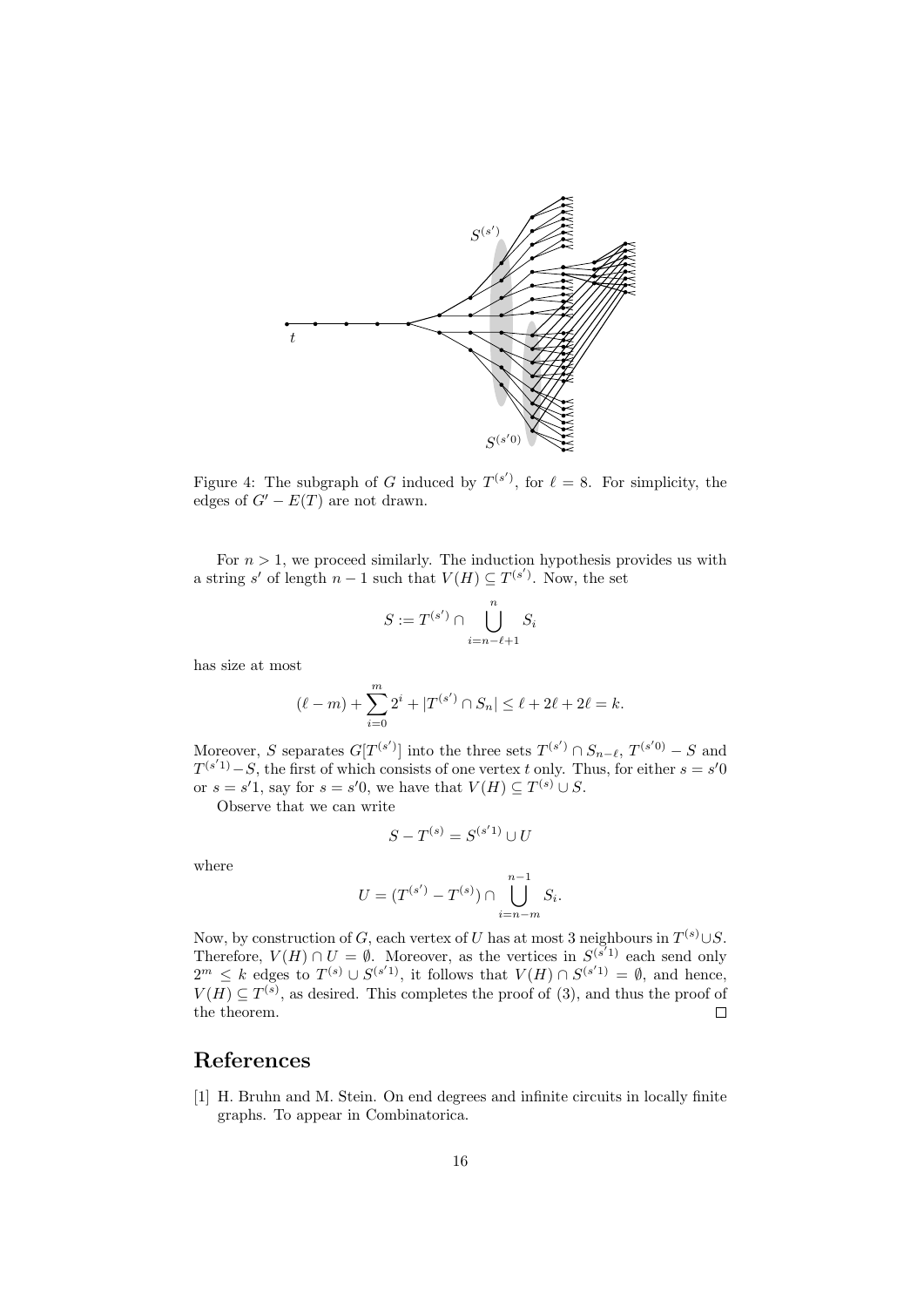Figure 4: The subgraph of $G$ induced by $T^{(s')}$, for $\ell = 8$. For simplicity, the edges of $G' - E(T)$ are not drawn.

For $n > 1$, we proceed similarly. The induction hypothesis provides us with a string $s'$ of length $n-1$ such that $V(H) \subseteq T^{(s')}$. Now, the set

$$S := T^{(s')} \cap \bigcup_{i=n-\ell+1}^{n} S_i$$

has size at most

$$(\ell - m) + \sum_{i=0}^{m} 2^i + |T^{(s')} \cap S_n| \leq \ell + 2\ell + 2\ell = k.$$

Moreover, $S$ separates $G[T^{(s')}]$ into the three sets $T^{(s')} \cap S_{n-\ell}$, $T^{(s'0)} - S$ and $T^{(s'1)} - S$, the first of which consists of one vertex $t$ only. Thus, for either $s = s'0$ or $s = s'1$, say for $s = s'0$, we have that $V(H) \subseteq T^{(s)} \cup S$.

Observe that we can write

$$S - T^{(s)} = S^{(s'1)} \cup U$$

where

$$U = (T^{(s')} - T^{(s)}) \cap \bigcup_{i=n-m}^{n-1} S_i.$$

Now, by construction of $G$, each vertex of $U$ has at most 3 neighbours in $T^{(s)} \cup S$. Therefore, $V(H) \cap U = \emptyset$. Moreover, as the vertices in $S^{(s'1)}$ each send only $2^m \leq k$ edges to $T^{(s)} \cup S^{(s'1)}$, it follows that $V(H) \cap S^{(s'1)} = \emptyset$, and hence, $V(H) \subseteq T^{(s)}$, as desired. This completes the proof of (3), and thus the proof of the theorem. □

## References

[1] H. Bruhn and M. Stein. On end degrees and infinite circuits in locally finite graphs. To appear in Combinatorica.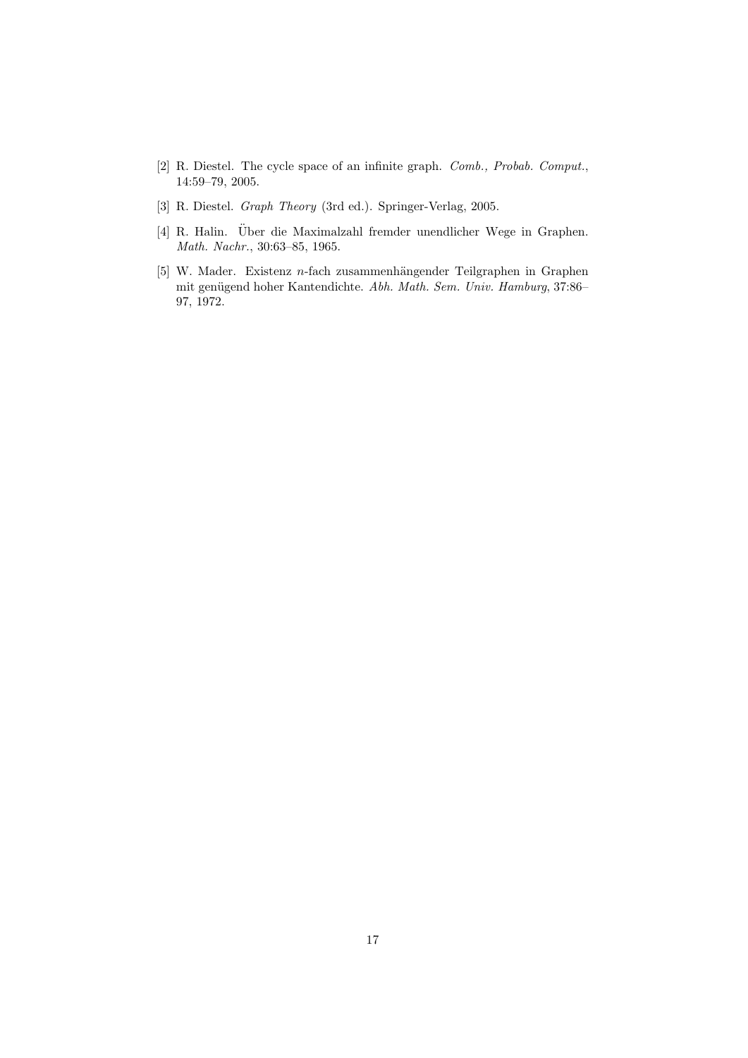[2] R. Diestel. The cycle space of an infinite graph. *Comb., Probab. Comput.*, 14:59–79, 2005.

[3] R. Diestel. *Graph Theory* (3rd ed.). Springer-Verlag, 2005.

[4] R. Halin. Über die Maximalzahl fremder unendlicher Wege in Graphen. *Math. Nachr.*, 30:63–85, 1965.

[5] W. Mader. Existenz $n$-fach zusammenhängender Teilgraphen in Graphen mit genügend hoher Kantendichte. *Abh. Math. Sem. Univ. Hamburg*, 37:86–97, 1972.